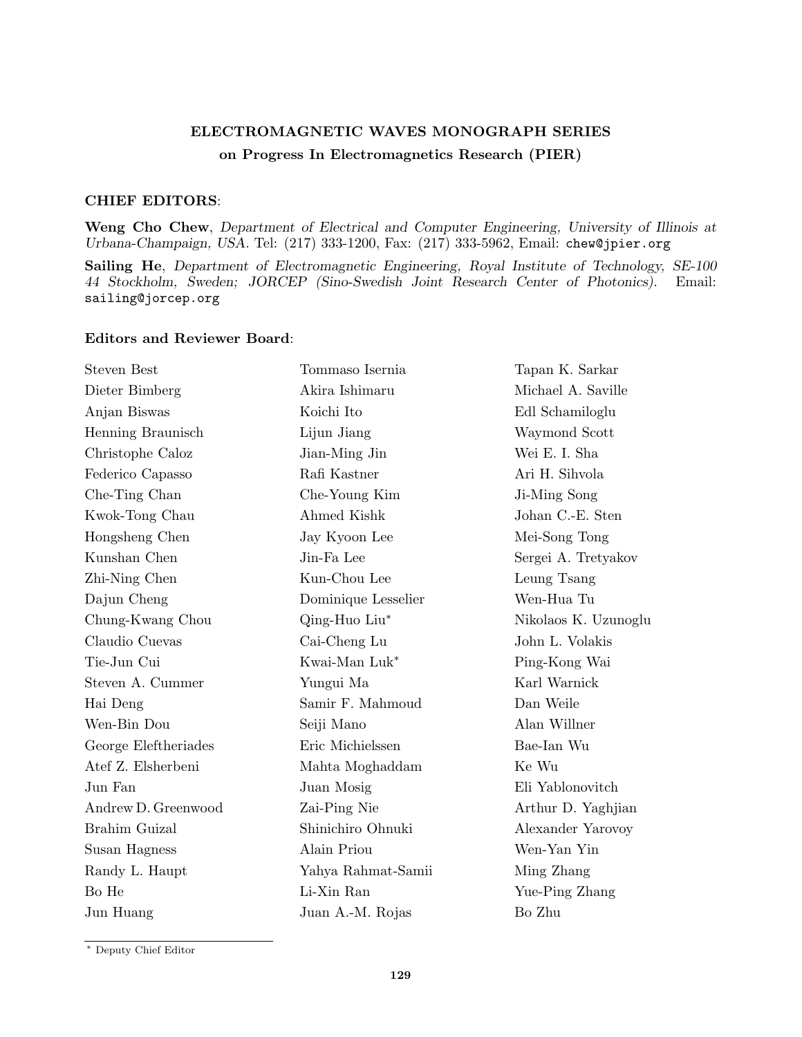## ELECTROMAGNETIC WAVES MONOGRAPH SERIES

### on Progress In Electromagnetics Research (PIER)

**CHIEF EDITORS**:

**Weng Cho Chew**, *Department of Electrical and Computer Engineering, University of Illinois at Urbana-Champaign, USA.* Tel: (217) 333-1200, Fax: (217) 333-5962, Email: chew@jpier.org

**Sailing He**, *Department of Electromagnetic Engineering, Royal Institute of Technology, SE-100 44 Stockholm, Sweden; JORCEP (Sino-Swedish Joint Research Center of Photonics).* Email: sailing@jorcep.org

**Editors and Reviewer Board**:

Steven Best
Dieter Bimberg
Anjan Biswas
Henning Braunisch
Christophe Caloz
Federico Capasso
Che-Ting Chan
Kwok-Tong Chau
Hongsheng Chen
Kunshan Chen
Zhi-Ning Chen
Dajun Cheng
Chung-Kwang Chou
Claudio Cuevas
Tie-Jun Cui
Steven A. Cummer
Hai Deng
Wen-Bin Dou
George Eleftheriades
Atef Z. Elsherbeni
Jun Fan
Andrew D. Greenwood
Brahim Guizal
Susan Hagness
Randy L. Haupt
Bo He
Jun Huang
Tommaso Isernia
Akira Ishimaru
Koichi Ito
Lijun Jiang
Jian-Ming Jin
Rafi Kastner
Che-Young Kim
Ahmed Kishk
Jay Kyoon Lee
Jin-Fa Lee
Kun-Chou Lee
Dominique Lesselier
Qing-Huo Liu*
Cai-Cheng Lu
Kwai-Man Luk*
Yungui Ma
Samir F. Mahmoud
Seiji Mano
Eric Michielssen
Mahta Moghaddam
Juan Mosig
Zai-Ping Nie
Shinichiro Ohnuki
Alain Priou
Yahya Rahmat-Samii
Li-Xin Ran
Juan A.-M. Rojas
Tapan K. Sarkar
Michael A. Saville
Edl Schamiloglu
Waymond Scott
Wei E. I. Sha
Ari H. Sihvola
Ji-Ming Song
Johan C.-E. Sten
Mei-Song Tong
Sergei A. Tretyakov
Leung Tsang
Wen-Hua Tu
Nikolaos K. Uzunoglu
John L. Volakis
Ping-Kong Wai
Karl Warnick
Dan Weile
Alan Willner
Bae-Ian Wu
Ke Wu
Eli Yablonovitch
Arthur D. Yaghjian
Alexander Yarovoy
Wen-Yan Yin
Ming Zhang
Yue-Ping Zhang
Bo Zhu

* Deputy Chief Editor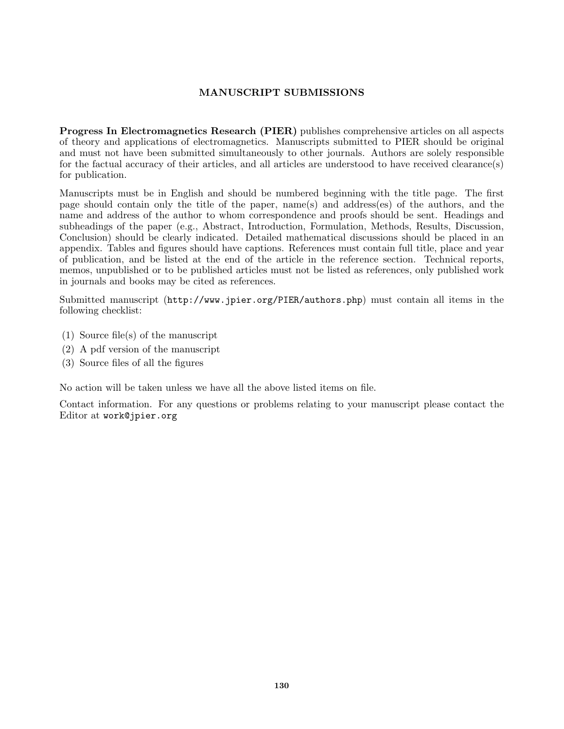## MANUSCRIPT SUBMISSIONS

**Progress In Electromagnetics Research (PIER)** publishes comprehensive articles on all aspects of theory and applications of electromagnetics. Manuscripts submitted to PIER should be original and must not have been submitted simultaneously to other journals. Authors are solely responsible for the factual accuracy of their articles, and all articles are understood to have received clearance(s) for publication.

Manuscripts must be in English and should be numbered beginning with the title page. The first page should contain only the title of the paper, name(s) and address(es) of the authors, and the name and address of the author to whom correspondence and proofs should be sent. Headings and subheadings of the paper (e.g., Abstract, Introduction, Formulation, Methods, Results, Discussion, Conclusion) should be clearly indicated. Detailed mathematical discussions should be placed in an appendix. Tables and figures should have captions. References must contain full title, place and year of publication, and be listed at the end of the article in the reference section. Technical reports, memos, unpublished or to be published articles must not be listed as references, only published work in journals and books may be cited as references.

Submitted manuscript (`http://www.jpier.org/PIER/authors.php`) must contain all items in the following checklist:

(1) Source file(s) of the manuscript
(2) A pdf version of the manuscript
(3) Source files of all the figures

No action will be taken unless we have all the above listed items on file.

Contact information. For any questions or problems relating to your manuscript please contact the Editor at `work@jpier.org`